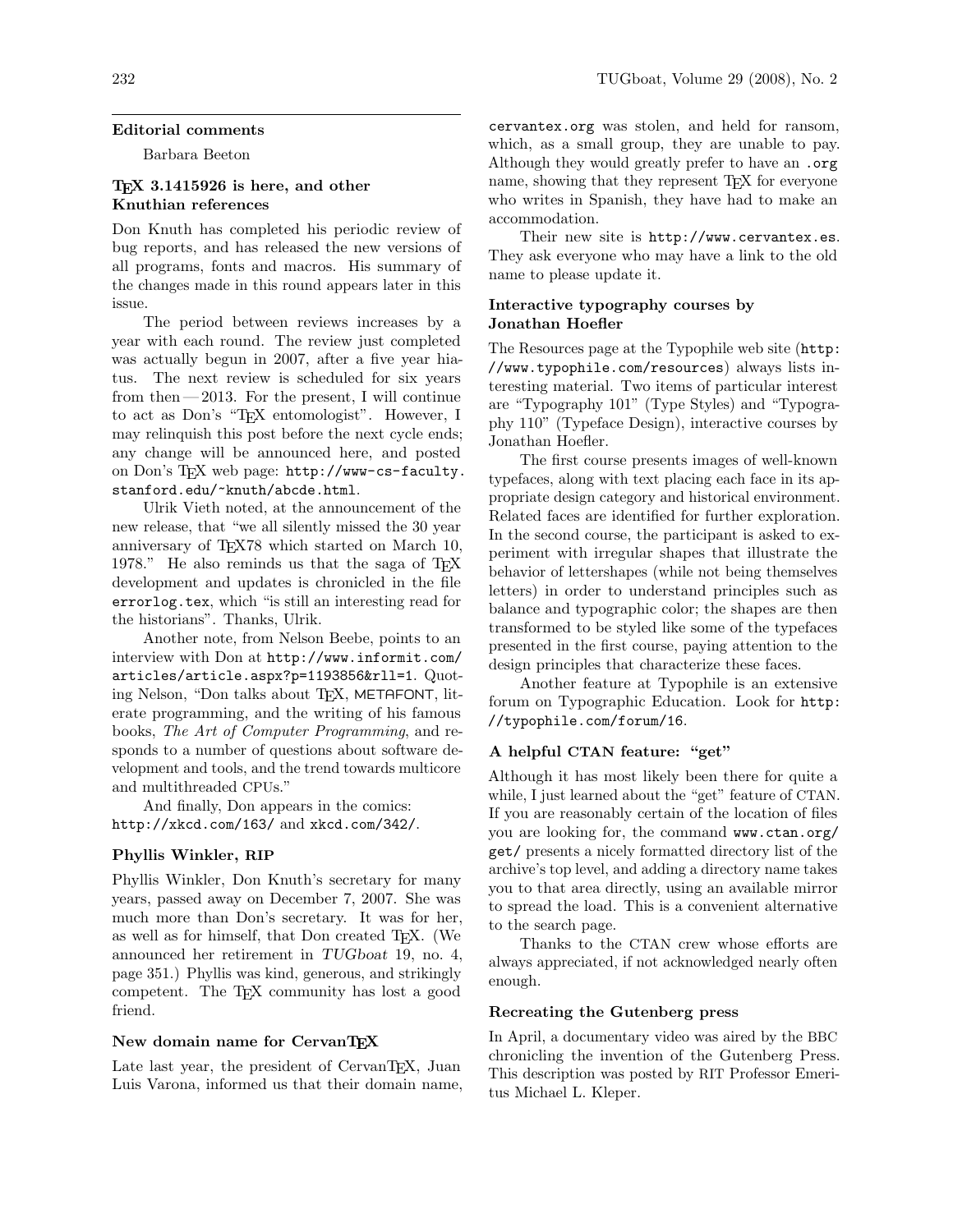## Editorial comments

Barbara Beeton

### TEX 3.1415926 is here, and other Knuthian references

Don Knuth has completed his periodic review of bug reports, and has released the new versions of all programs, fonts and macros. His summary of the changes made in this round appears later in this issue.

The period between reviews increases by a year with each round. The review just completed was actually begun in 2007, after a five year hiatus. The next review is scheduled for six years from then — 2013. For the present, I will continue to act as Don's "TEX entomologist". However, I may relinquish this post before the next cycle ends; any change will be announced here, and posted on Don's TEX web page: `http://www-cs-faculty.stanford.edu/~knuth/abcde.html`.

Ulrik Vieth noted, at the announcement of the new release, that "we all silently missed the 30 year anniversary of TEX78 which started on March 10, 1978." He also reminds us that the saga of TEX development and updates is chronicled in the file `errorlog.tex`, which "is still an interesting read for the historians". Thanks, Ulrik.

Another note, from Nelson Beebe, points to an interview with Don at `http://www.informit.com/articles/article.aspx?p=1193856&rll=1`. Quoting Nelson, "Don talks about TEX, METAFONT, literate programming, and the writing of his famous books, *The Art of Computer Programming*, and responds to a number of questions about software development and tools, and the trend towards multicore and multithreaded CPUs."

And finally, Don appears in the comics: `http://xkcd.com/163/` and `xkcd.com/342/`.

### Phyllis Winkler, RIP

Phyllis Winkler, Don Knuth's secretary for many years, passed away on December 7, 2007. She was much more than Don's secretary. It was for her, as well as for himself, that Don created TEX. (We announced her retirement in *TUGboat* 19, no. 4, page 351.) Phyllis was kind, generous, and strikingly competent. The TEX community has lost a good friend.

### New domain name for CervanTEX

Late last year, the president of CervanTEX, Juan Luis Varona, informed us that their domain name, `cervantex.org` was stolen, and held for ransom, which, as a small group, they are unable to pay. Although they would greatly prefer to have an `.org` name, showing that they represent TEX for everyone who writes in Spanish, they have had to make an accommodation.

Their new site is `http://www.cervantex.es`. They ask everyone who may have a link to the old name to please update it.

### Interactive typography courses by Jonathan Hoefler

The Resources page at the Typophile web site (`http://www.typophile.com/resources`) always lists interesting material. Two items of particular interest are "Typography 101" (Type Styles) and "Typography 110" (Typeface Design), interactive courses by Jonathan Hoefler.

The first course presents images of well-known typefaces, along with text placing each face in its appropriate design category and historical environment. Related faces are identified for further exploration. In the second course, the participant is asked to experiment with irregular shapes that illustrate the behavior of lettershapes (while not being themselves letters) in order to understand principles such as balance and typographic color; the shapes are then transformed to be styled like some of the typefaces presented in the first course, paying attention to the design principles that characterize these faces.

Another feature at Typophile is an extensive forum on Typographic Education. Look for `http://typophile.com/forum/16`.

### A helpful CTAN feature: "get"

Although it has most likely been there for quite a while, I just learned about the "get" feature of CTAN. If you are reasonably certain of the location of files you are looking for, the command `www.ctan.org/get/` presents a nicely formatted directory list of the archive's top level, and adding a directory name takes you to that area directly, using an available mirror to spread the load. This is a convenient alternative to the search page.

Thanks to the CTAN crew whose efforts are always appreciated, if not acknowledged nearly often enough.

### Recreating the Gutenberg press

In April, a documentary video was aired by the BBC chronicling the invention of the Gutenberg Press. This description was posted by RIT Professor Emeritus Michael L. Kleper.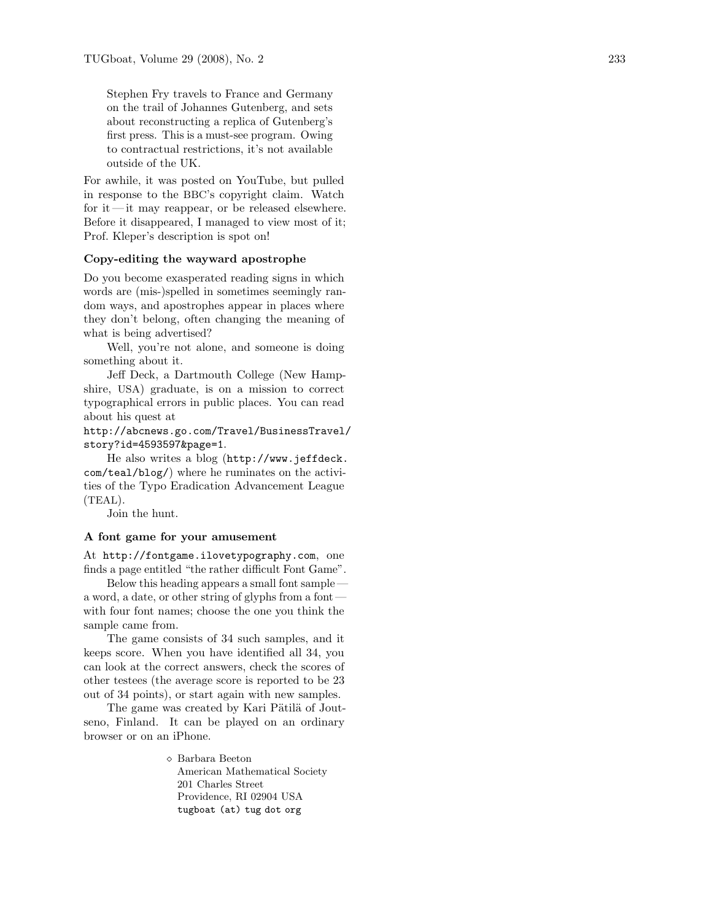> Stephen Fry travels to France and Germany on the trail of Johannes Gutenberg, and sets about reconstructing a replica of Gutenberg's first press. This is a must-see program. Owing to contractual restrictions, it's not available outside of the UK.

For awhile, it was posted on YouTube, but pulled in response to the BBC's copyright claim. Watch for it — it may reappear, or be released elsewhere. Before it disappeared, I managed to view most of it; Prof. Kleper's description is spot on!

### Copy-editing the wayward apostrophe

Do you become exasperated reading signs in which words are (mis-)spelled in sometimes seemingly random ways, and apostrophes appear in places where they don't belong, often changing the meaning of what is being advertised?

Well, you're not alone, and someone is doing something about it.

Jeff Deck, a Dartmouth College (New Hampshire, USA) graduate, is on a mission to correct typographical errors in public places. You can read about his quest at `http://abcnews.go.com/Travel/BusinessTravel/story?id=4593597&page=1`.

He also writes a blog (`http://www.jeffdeck.com/teal/blog/`) where he ruminates on the activities of the Typo Eradication Advancement League (TEAL).

Join the hunt.

### A font game for your amusement

At `http://fontgame.ilovetypography.com`, one finds a page entitled "the rather difficult Font Game".

Below this heading appears a small font sample — a word, a date, or other string of glyphs from a font — with four font names; choose the one you think the sample came from.

The game consists of 34 such samples, and it keeps score. When you have identified all 34, you can look at the correct answers, check the scores of other testees (the average score is reported to be 23 out of 34 points), or start again with new samples.

The game was created by Kari Pätilä of Joutseno, Finland. It can be played on an ordinary browser or on an iPhone.

◇ Barbara Beeton
American Mathematical Society
201 Charles Street
Providence, RI 02904 USA
`tugboat (at) tug dot org`